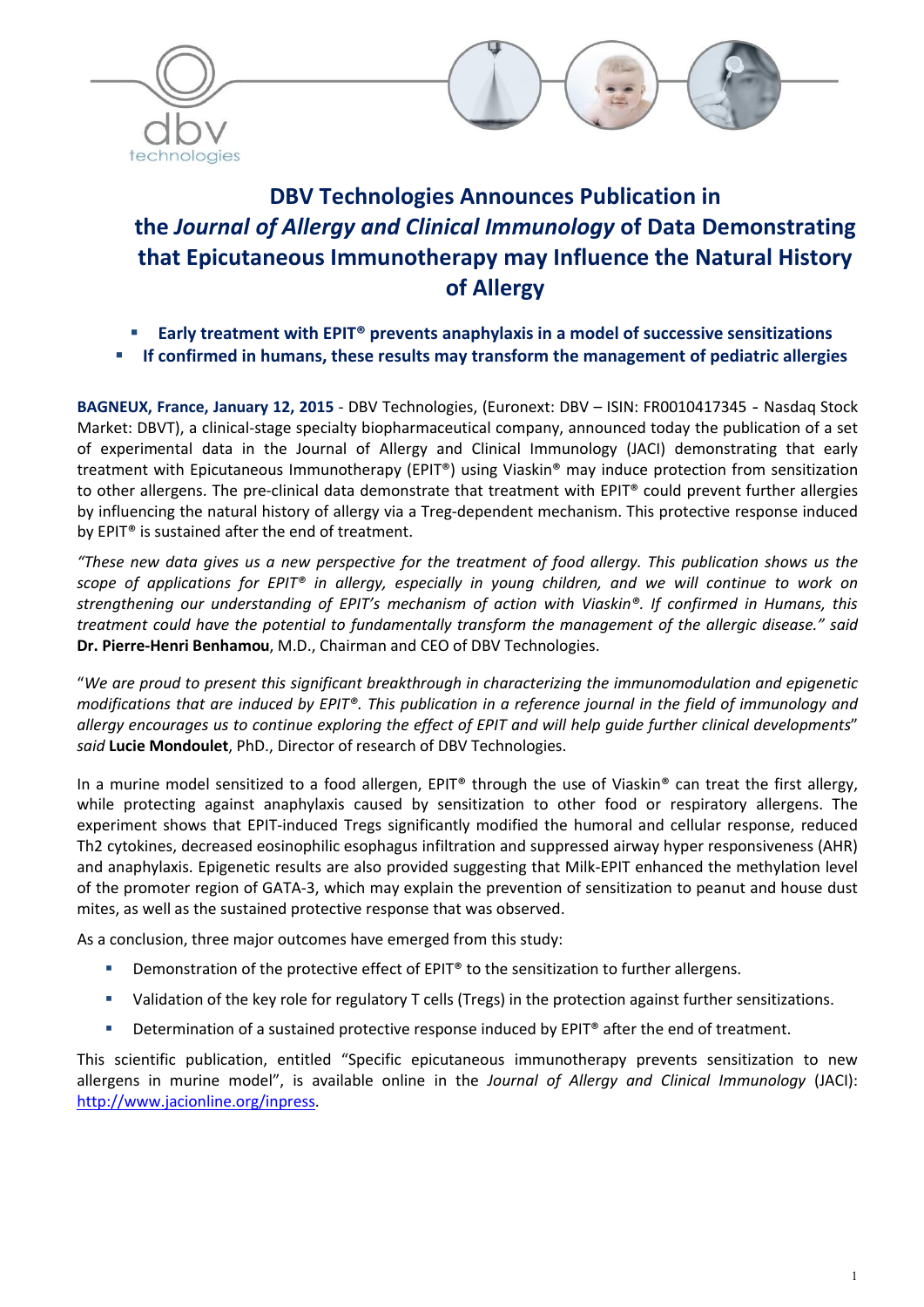# DBV Technologies Announces Publication in the *Journal of Allergy and Clinical Immunology* of Data Demonstrating that Epicutaneous Immunotherapy may Influence the Natural History of Allergy

- **Early treatment with EPIT® prevents anaphylaxis in a model of successive sensitizations**
- **If confirmed in humans, these results may transform the management of pediatric allergies**

**BAGNEUX, France, January 12, 2015** - DBV Technologies, (Euronext: DBV – ISIN: FR0010417345 - Nasdaq Stock Market: DBVT), a clinical-stage specialty biopharmaceutical company, announced today the publication of a set of experimental data in the Journal of Allergy and Clinical Immunology (JACI) demonstrating that early treatment with Epicutaneous Immunotherapy (EPIT®) using Viaskin® may induce protection from sensitization to other allergens. The pre-clinical data demonstrate that treatment with EPIT® could prevent further allergies by influencing the natural history of allergy via a Treg-dependent mechanism. This protective response induced by EPIT® is sustained after the end of treatment.

*"These new data gives us a new perspective for the treatment of food allergy. This publication shows us the scope of applications for EPIT® in allergy, especially in young children, and we will continue to work on strengthening our understanding of EPIT's mechanism of action with Viaskin®. If confirmed in Humans, this treatment could have the potential to fundamentally transform the management of the allergic disease." said* **Dr. Pierre-Henri Benhamou**, M.D., Chairman and CEO of DBV Technologies.

"*We are proud to present this significant breakthrough in characterizing the immunomodulation and epigenetic modifications that are induced by EPIT®. This publication in a reference journal in the field of immunology and allergy encourages us to continue exploring the effect of EPIT and will help guide further clinical developments*" *said* **Lucie Mondoulet**, PhD., Director of research of DBV Technologies.

In a murine model sensitized to a food allergen, EPIT® through the use of Viaskin® can treat the first allergy, while protecting against anaphylaxis caused by sensitization to other food or respiratory allergens. The experiment shows that EPIT-induced Tregs significantly modified the humoral and cellular response, reduced Th2 cytokines, decreased eosinophilic esophagus infiltration and suppressed airway hyper responsiveness (AHR) and anaphylaxis. Epigenetic results are also provided suggesting that Milk-EPIT enhanced the methylation level of the promoter region of GATA-3, which may explain the prevention of sensitization to peanut and house dust mites, as well as the sustained protective response that was observed.

As a conclusion, three major outcomes have emerged from this study:

- Demonstration of the protective effect of EPIT® to the sensitization to further allergens.
- Validation of the key role for regulatory T cells (Tregs) in the protection against further sensitizations.
- Determination of a sustained protective response induced by EPIT® after the end of treatment.

This scientific publication, entitled "Specific epicutaneous immunotherapy prevents sensitization to new allergens in murine model", is available online in the *Journal of Allergy and Clinical Immunology* (JACI): http://www.jacionline.org/inpress.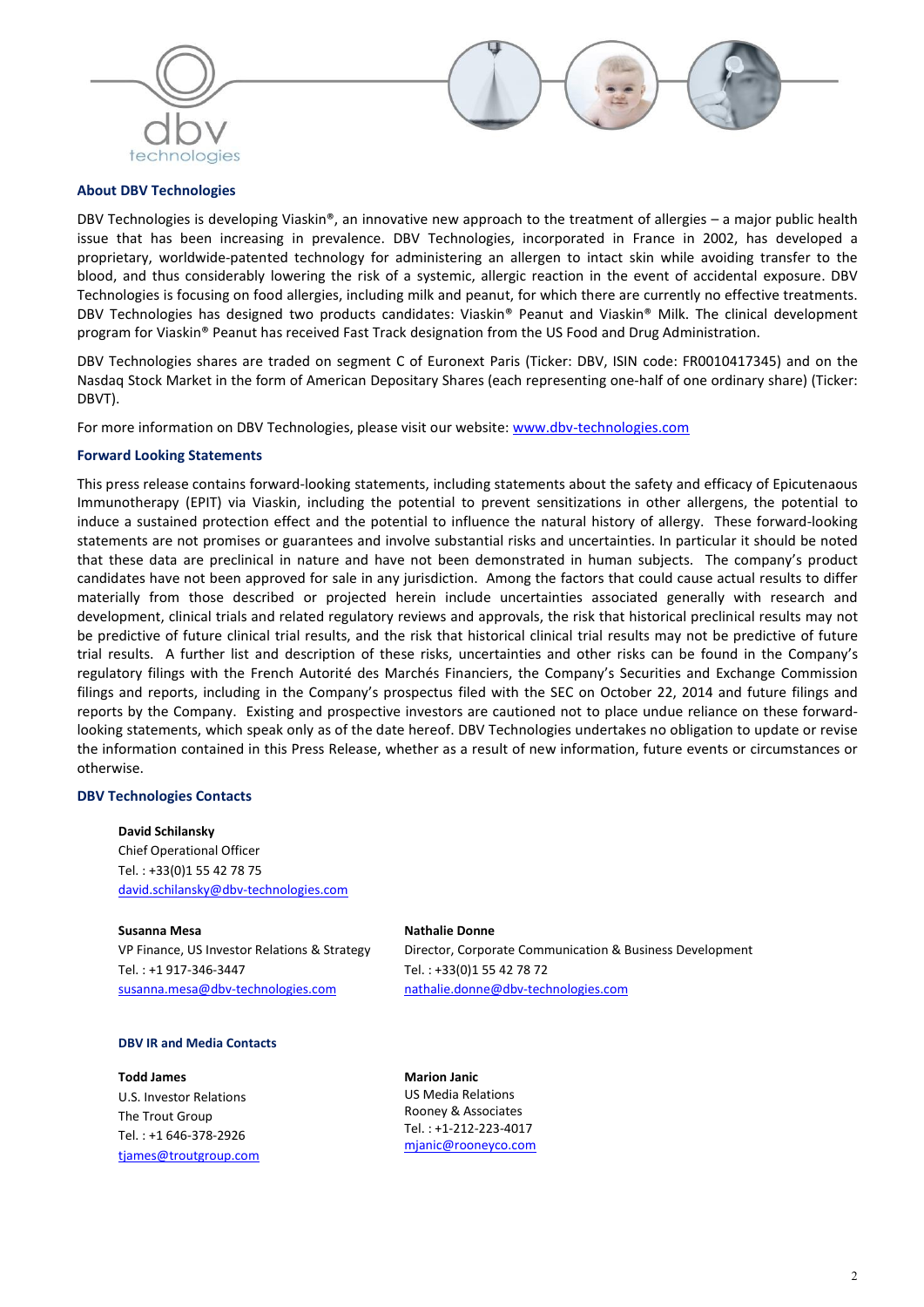## About DBV Technologies

DBV Technologies is developing Viaskin®, an innovative new approach to the treatment of allergies – a major public health issue that has been increasing in prevalence. DBV Technologies, incorporated in France in 2002, has developed a proprietary, worldwide-patented technology for administering an allergen to intact skin while avoiding transfer to the blood, and thus considerably lowering the risk of a systemic, allergic reaction in the event of accidental exposure. DBV Technologies is focusing on food allergies, including milk and peanut, for which there are currently no effective treatments. DBV Technologies has designed two products candidates: Viaskin® Peanut and Viaskin® Milk. The clinical development program for Viaskin® Peanut has received Fast Track designation from the US Food and Drug Administration.

DBV Technologies shares are traded on segment C of Euronext Paris (Ticker: DBV, ISIN code: FR0010417345) and on the Nasdaq Stock Market in the form of American Depositary Shares (each representing one-half of one ordinary share) (Ticker: DBVT).

For more information on DBV Technologies, please visit our website: www.dbv-technologies.com

## Forward Looking Statements

This press release contains forward-looking statements, including statements about the safety and efficacy of Epicutenaous Immunotherapy (EPIT) via Viaskin, including the potential to prevent sensitizations in other allergens, the potential to induce a sustained protection effect and the potential to influence the natural history of allergy. These forward-looking statements are not promises or guarantees and involve substantial risks and uncertainties. In particular it should be noted that these data are preclinical in nature and have not been demonstrated in human subjects. The company's product candidates have not been approved for sale in any jurisdiction. Among the factors that could cause actual results to differ materially from those described or projected herein include uncertainties associated generally with research and development, clinical trials and related regulatory reviews and approvals, the risk that historical preclinical results may not be predictive of future clinical trial results, and the risk that historical clinical trial results may not be predictive of future trial results. A further list and description of these risks, uncertainties and other risks can be found in the Company's regulatory filings with the French Autorité des Marchés Financiers, the Company's Securities and Exchange Commission filings and reports, including in the Company's prospectus filed with the SEC on October 22, 2014 and future filings and reports by the Company. Existing and prospective investors are cautioned not to place undue reliance on these forward-looking statements, which speak only as of the date hereof. DBV Technologies undertakes no obligation to update or revise the information contained in this Press Release, whether as a result of new information, future events or circumstances or otherwise.

## DBV Technologies Contacts

**David Schilansky**
Chief Operational Officer
Tel. : +33(0)1 55 42 78 75
david.schilansky@dbv-technologies.com

**Susanna Mesa**
VP Finance, US Investor Relations & Strategy
Tel. : +1 917-346-3447
susanna.mesa@dbv-technologies.com

**Nathalie Donne**
Director, Corporate Communication & Business Development
Tel. : +33(0)1 55 42 78 72
nathalie.donne@dbv-technologies.com

### DBV IR and Media Contacts

**Todd James**
U.S. Investor Relations
The Trout Group
Tel. : +1 646-378-2926
tjames@troutgroup.com

**Marion Janic**
US Media Relations
Rooney & Associates
Tel. : +1-212-223-4017
mjanic@rooneyco.com